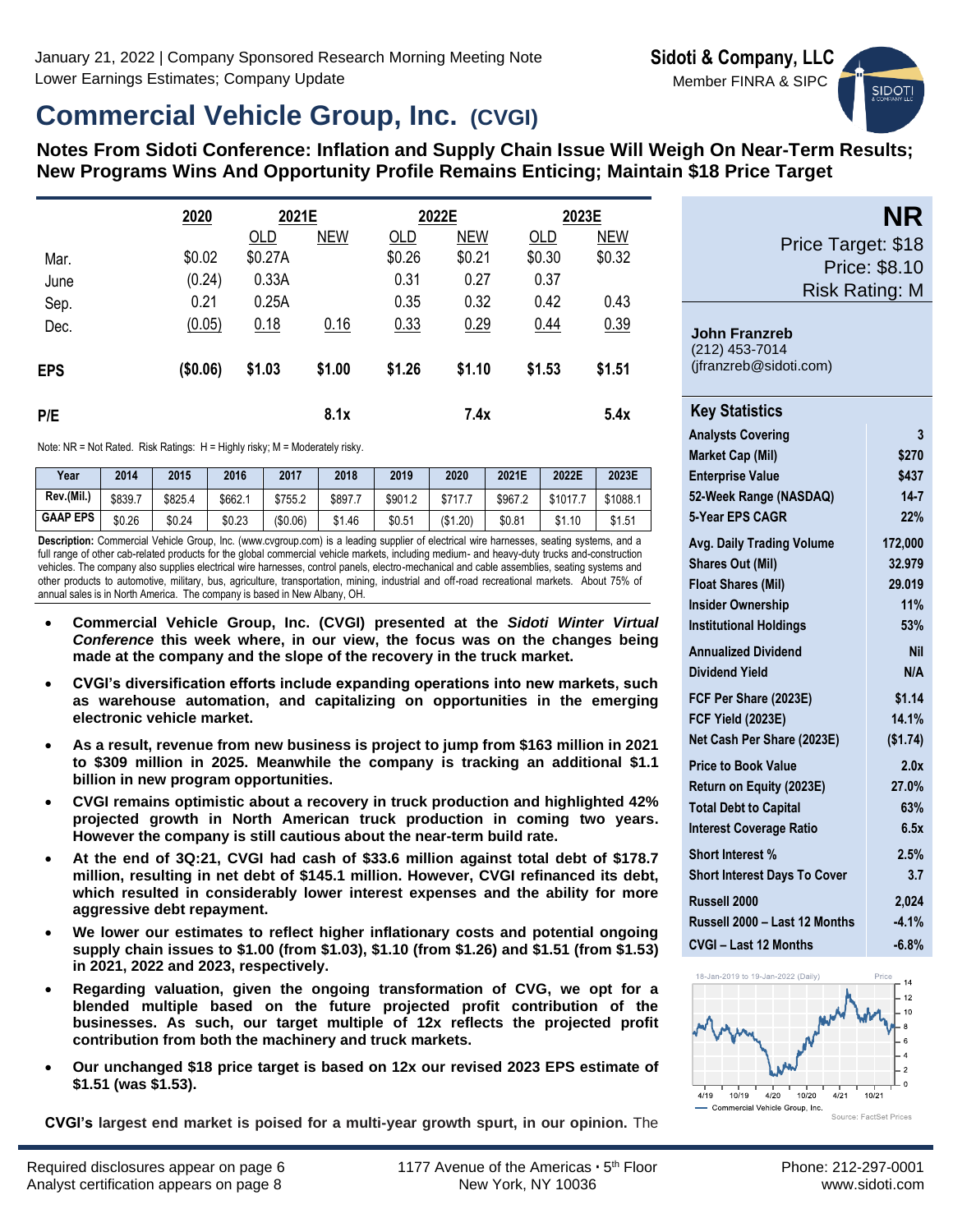January 21, 2022 | Company Sponsored Research Morning Meeting Note
Lower Earnings Estimates; Company Update

**Sidoti & Company, LLC**
Member FINRA & SIPC

# Commercial Vehicle Group, Inc. (CVGI)

**Notes From Sidoti Conference: Inflation and Supply Chain Issue Will Weigh On Near-Term Results; New Programs Wins And Opportunity Profile Remains Enticing; Maintain $18 Price Target**

| | 2020 | 2021E | | 2022E | | 2023E | |
|---|---|---|---|---|---|---|---|
| | | OLD | NEW | OLD | NEW | OLD | NEW |
| Mar. | $0.02 | $0.27A | | $0.26 | $0.21 | $0.30 | $0.32 |
| June | (0.24) | 0.33A | | 0.31 | 0.27 | 0.37 | |
| Sep. | 0.21 | 0.25A | | 0.35 | 0.32 | 0.42 | 0.43 |
| Dec. | (0.05) | 0.18 | 0.16 | 0.33 | 0.29 | 0.44 | 0.39 |
| **EPS** | **($0.06)** | **$1.03** | **$1.00** | **$1.26** | **$1.10** | **$1.53** | **$1.51** |
| **P/E** | | | **8.1x** | | **7.4x** | | **5.4x** |

Note: NR = Not Rated. Risk Ratings: H = Highly risky; M = Moderately risky.

| Year | 2014 | 2015 | 2016 | 2017 | 2018 | 2019 | 2020 | 2021E | 2022E | 2023E |
|---|---|---|---|---|---|---|---|---|---|---|
| Rev.(Mil.) | $839.7 | $825.4 | $662.1 | $755.2 | $897.7 | $901.2 | $717.7 | $967.2 | $1017.7 | $1088.1 |
| GAAP EPS | $0.26 | $0.24 | $0.23 | ($0.06) | $1.46 | $0.51 | ($1.20) | $0.81 | $1.10 | $1.51 |

**Description:** Commercial Vehicle Group, Inc. (www.cvgroup.com) is a leading supplier of electrical wire harnesses, seating systems, and a full range of other cab-related products for the global commercial vehicle markets, including medium- and heavy-duty trucks and-construction vehicles. The company also supplies electrical wire harnesses, control panels, electro-mechanical and cable assemblies, seating systems and other products to automotive, military, bus, agriculture, transportation, mining, industrial and off-road recreational markets. About 75% of annual sales is in North America. The company is based in New Albany, OH.

- **Commercial Vehicle Group, Inc. (CVGI) presented at the *Sidoti Winter Virtual Conference* this week where, in our view, the focus was on the changes being made at the company and the slope of the recovery in the truck market.**
- **CVGI's diversification efforts include expanding operations into new markets, such as warehouse automation, and capitalizing on opportunities in the emerging electronic vehicle market.**
- **As a result, revenue from new business is project to jump from $163 million in 2021 to $309 million in 2025. Meanwhile the company is tracking an additional $1.1 billion in new program opportunities.**
- **CVGI remains optimistic about a recovery in truck production and highlighted 42% projected growth in North American truck production in coming two years. However the company is still cautious about the near-term build rate.**
- **At the end of 3Q:21, CVGI had cash of $33.6 million against total debt of $178.7 million, resulting in net debt of $145.1 million. However, CVGI refinanced its debt, which resulted in considerably lower interest expenses and the ability for more aggressive debt repayment.**
- **We lower our estimates to reflect higher inflationary costs and potential ongoing supply chain issues to $1.00 (from $1.03), $1.10 (from $1.26) and $1.51 (from $1.53) in 2021, 2022 and 2023, respectively.**
- **Regarding valuation, given the ongoing transformation of CVG, we opt for a blended multiple based on the future projected profit contribution of the businesses. As such, our target multiple of 12x reflects the projected profit contribution from both the machinery and truck markets.**
- **Our unchanged $18 price target is based on 12x our revised 2023 EPS estimate of $1.51 (was $1.53).**

**CVGI's largest end market is poised for a multi-year growth spurt, in our opinion.** The

**NR**
Price Target: $18
Price: $8.10
Risk Rating: M

**John Franzreb**
(212) 453-7014
(jfranzreb@sidoti.com)

| Key Statistics | |
|---|---|
| Analysts Covering | 3 |
| Market Cap (Mil) | $270 |
| Enterprise Value | $437 |
| 52-Week Range (NASDAQ) | 14-7 |
| 5-Year EPS CAGR | 22% |
| Avg. Daily Trading Volume | 172,000 |
| Shares Out (Mil) | 32.979 |
| Float Shares (Mil) | 29.019 |
| Insider Ownership | 11% |
| Institutional Holdings | 53% |
| Annualized Dividend | Nil |
| Dividend Yield | N/A |
| FCF Per Share (2023E) | $1.14 |
| FCF Yield (2023E) | 14.1% |
| Net Cash Per Share (2023E) | ($1.74) |
| Price to Book Value | 2.0x |
| Return on Equity (2023E) | 27.0% |
| Total Debt to Capital | 63% |
| Interest Coverage Ratio | 6.5x |
| Short Interest % | 2.5% |
| Short Interest Days To Cover | 3.7 |
| Russell 2000 | 2,024 |
| Russell 2000 – Last 12 Months | -4.1% |
| CVGI – Last 12 Months | -6.8% |

18-Jan-2019 to 19-Jan-2022 (Daily) — Commercial Vehicle Group, Inc.
Source: FactSet Prices

Required disclosures appear on page 6
Analyst certification appears on page 8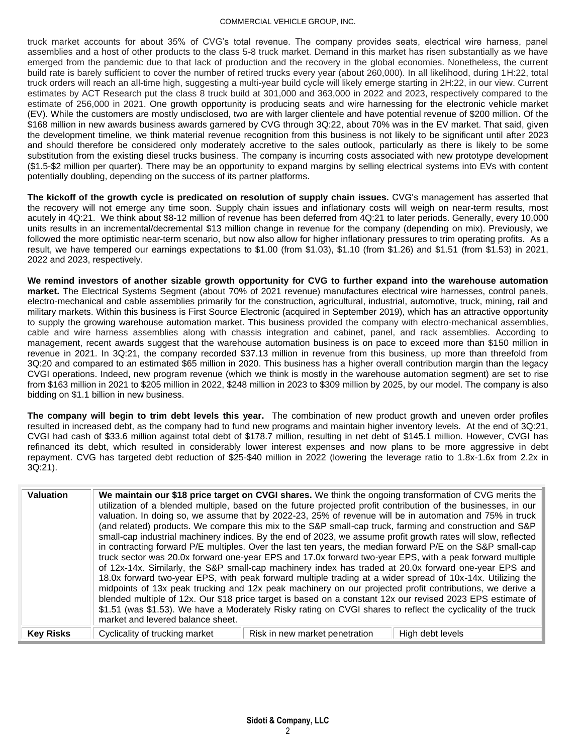truck market accounts for about 35% of CVG's total revenue. The company provides seats, electrical wire harness, panel assemblies and a host of other products to the class 5-8 truck market. Demand in this market has risen substantially as we have emerged from the pandemic due to that lack of production and the recovery in the global economies. Nonetheless, the current build rate is barely sufficient to cover the number of retired trucks every year (about 260,000). In all likelihood, during 1H:22, total truck orders will reach an all-time high, suggesting a multi-year build cycle will likely emerge starting in 2H:22, in our view. Current estimates by ACT Research put the class 8 truck build at 301,000 and 363,000 in 2022 and 2023, respectively compared to the estimate of 256,000 in 2021. One growth opportunity is producing seats and wire harnessing for the electronic vehicle market (EV). While the customers are mostly undisclosed, two are with larger clientele and have potential revenue of $200 million. Of the $168 million in new awards business awards garnered by CVG through 3Q:22, about 70% was in the EV market. That said, given the development timeline, we think material revenue recognition from this business is not likely to be significant until after 2023 and should therefore be considered only moderately accretive to the sales outlook, particularly as there is likely to be some substitution from the existing diesel trucks business. The company is incurring costs associated with new prototype development ($1.5-$2 million per quarter). There may be an opportunity to expand margins by selling electrical systems into EVs with content potentially doubling, depending on the success of its partner platforms.

**The kickoff of the growth cycle is predicated on resolution of supply chain issues.** CVG's management has asserted that the recovery will not emerge any time soon. Supply chain issues and inflationary costs will weigh on near-term results, most acutely in 4Q:21. We think about $8-12 million of revenue has been deferred from 4Q:21 to later periods. Generally, every 10,000 units results in an incremental/decremental $13 million change in revenue for the company (depending on mix). Previously, we followed the more optimistic near-term scenario, but now also allow for higher inflationary pressures to trim operating profits. As a result, we have tempered our earnings expectations to $1.00 (from $1.03), $1.10 (from $1.26) and $1.51 (from $1.53) in 2021, 2022 and 2023, respectively.

**We remind investors of another sizable growth opportunity for CVG to further expand into the warehouse automation market.** The Electrical Systems Segment (about 70% of 2021 revenue) manufactures electrical wire harnesses, control panels, electro-mechanical and cable assemblies primarily for the construction, agricultural, industrial, automotive, truck, mining, rail and military markets. Within this business is First Source Electronic (acquired in September 2019), which has an attractive opportunity to supply the growing warehouse automation market. This business provided the company with electro-mechanical assemblies, cable and wire harness assemblies along with chassis integration and cabinet, panel, and rack assemblies. According to management, recent awards suggest that the warehouse automation business is on pace to exceed more than $150 million in revenue in 2021. In 3Q:21, the company recorded $37.13 million in revenue from this business, up more than threefold from 3Q:20 and compared to an estimated $65 million in 2020. This business has a higher overall contribution margin than the legacy CVGI operations. Indeed, new program revenue (which we think is mostly in the warehouse automation segment) are set to rise from $163 million in 2021 to $205 million in 2022, $248 million in 2023 to $309 million by 2025, by our model. The company is also bidding on $1.1 billion in new business.

**The company will begin to trim debt levels this year.** The combination of new product growth and uneven order profiles resulted in increased debt, as the company had to fund new programs and maintain higher inventory levels. At the end of 3Q:21, CVGI had cash of $33.6 million against total debt of $178.7 million, resulting in net debt of $145.1 million. However, CVGI has refinanced its debt, which resulted in considerably lower interest expenses and now plans to be more aggressive in debt repayment. CVG has targeted debt reduction of $25-$40 million in 2022 (lowering the leverage ratio to 1.8x-1.6x from 2.2x in 3Q:21).

| **Valuation** | **We maintain our $18 price target on CVGI shares.** We think the ongoing transformation of CVG merits the utilization of a blended multiple, based on the future projected profit contribution of the businesses, in our valuation. In doing so, we assume that by 2022-23, 25% of revenue will be in automation and 75% in truck (and related) products. We compare this mix to the S&P small-cap truck, farming and construction and S&P small-cap industrial machinery indices. By the end of 2023, we assume profit growth rates will slow, reflected in contracting forward P/E multiples. Over the last ten years, the median forward P/E on the S&P small-cap truck sector was 20.0x forward one-year EPS and 17.0x forward two-year EPS, with a peak forward multiple of 12x-14x. Similarly, the S&P small-cap machinery index has traded at 20.0x forward one-year EPS and 18.0x forward two-year EPS, with peak forward multiple trading at a wider spread of 10x-14x. Utilizing the midpoints of 13x peak trucking and 12x peak machinery on our projected profit contributions, we derive a blended multiple of 12x. Our $18 price target is based on a constant 12x our revised 2023 EPS estimate of $1.51 (was $1.53). We have a Moderately Risky rating on CVGI shares to reflect the cyclicality of the truck market and levered balance sheet. | | |
|---|---|---|---|
| **Key Risks** | Cyclicality of trucking market | Risk in new market penetration | High debt levels |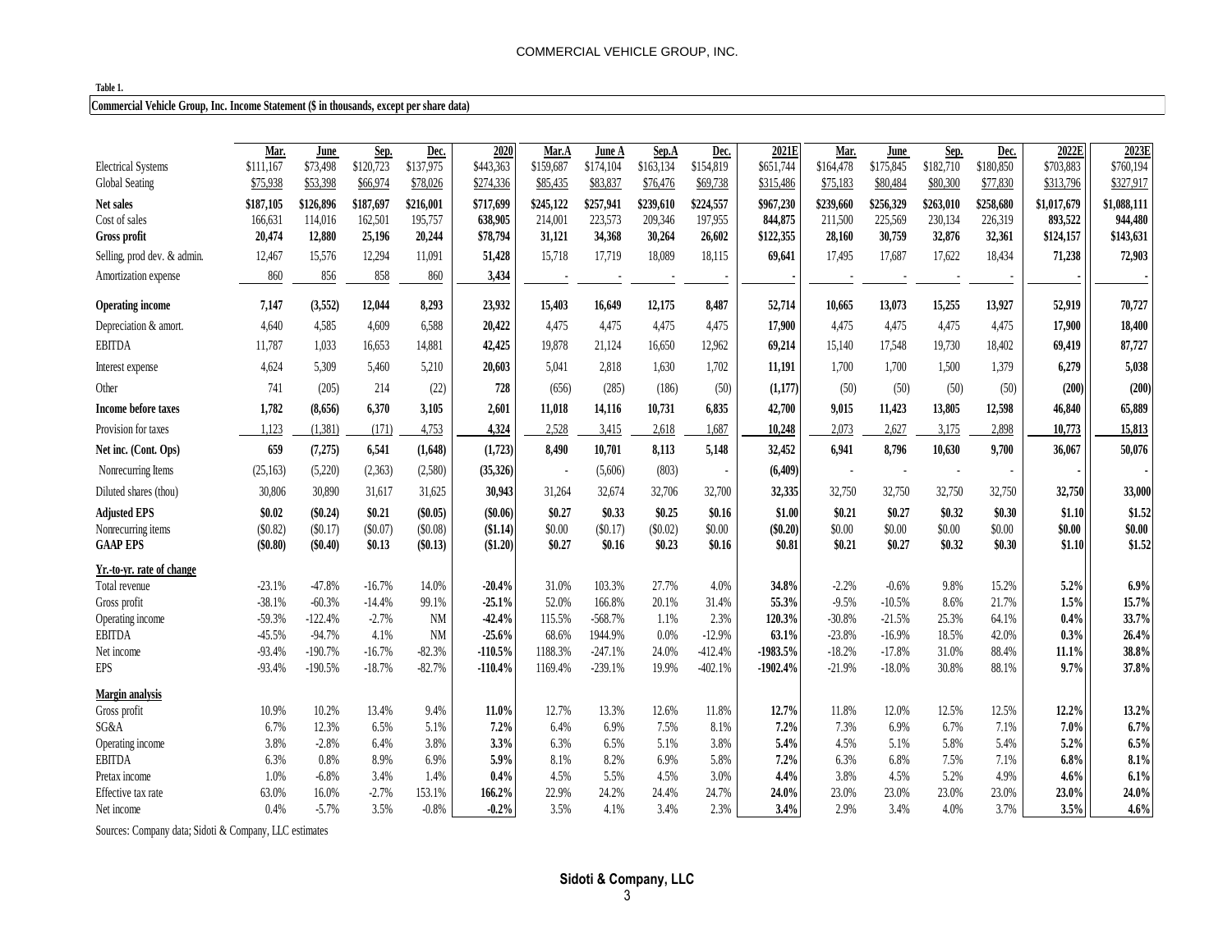**Table 1.**

**Commercial Vehicle Group, Inc. Income Statement ($ in thousands, except per share data)**

| | Mar. | June | Sep. | Dec. | 2020 | Mar.A | June A | Sep.A | Dec. | 2021E | Mar. | June | Sep. | Dec. | 2022E | 2023E |
|---|---|---|---|---|---|---|---|---|---|---|---|---|---|---|---|---|
| Electrical Systems | $111,167 | $73,498 | $120,723 | $137,975 | $443,363 | $159,687 | $174,104 | $163,134 | $154,819 | $651,744 | $164,478 | $175,845 | $182,710 | $180,850 | $703,883 | $760,194 |
| Global Seating | $75,938 | $53,398 | $66,974 | $78,026 | $274,336 | $85,435 | $83,837 | $76,476 | $69,738 | $315,486 | $75,183 | $80,484 | $80,300 | $77,830 | $313,796 | $327,917 |
| **Net sales** | **$187,105** | **$126,896** | **$187,697** | **$216,001** | **$717,699** | **$245,122** | **$257,941** | **$239,610** | **$224,557** | **$967,230** | **$239,660** | **$256,329** | **$263,010** | **$258,680** | **$1,017,679** | **$1,088,111** |
| Cost of sales | 166,631 | 114,016 | 162,501 | 195,757 | 638,905 | 214,001 | 223,573 | 209,346 | 197,955 | 844,875 | 211,500 | 225,569 | 230,134 | 226,319 | 893,522 | 944,480 |
| **Gross profit** | **20,474** | **12,880** | **25,196** | **20,244** | **$78,794** | **31,121** | **34,368** | **30,264** | **26,602** | **$122,355** | **28,160** | **30,759** | **32,876** | **32,361** | **$124,157** | **$143,631** |
| Selling, prod dev. & admin. | 12,467 | 15,576 | 12,294 | 11,091 | 51,428 | 15,718 | 17,719 | 18,089 | 18,115 | 69,641 | 17,495 | 17,687 | 17,622 | 18,434 | 71,238 | 72,903 |
| Amortization expense | 860 | 856 | 858 | 860 | 3,434 | - | - | - | - | - | - | - | - | - | - | - |
| **Operating income** | **7,147** | **(3,552)** | **12,044** | **8,293** | **23,932** | **15,403** | **16,649** | **12,175** | **8,487** | **52,714** | **10,665** | **13,073** | **15,255** | **13,927** | **52,919** | **70,727** |
| Depreciation & amort. | 4,640 | 4,585 | 4,609 | 6,588 | 20,422 | 4,475 | 4,475 | 4,475 | 4,475 | 17,900 | 4,475 | 4,475 | 4,475 | 4,475 | 17,900 | 18,400 |
| EBITDA | 11,787 | 1,033 | 16,653 | 14,881 | 42,425 | 19,878 | 21,124 | 16,650 | 12,962 | 69,214 | 15,140 | 17,548 | 19,730 | 18,402 | 69,419 | 87,727 |
| Interest expense | 4,624 | 5,309 | 5,460 | 5,210 | 20,603 | 5,041 | 2,818 | 1,630 | 1,702 | 11,191 | 1,700 | 1,700 | 1,500 | 1,379 | 6,279 | 5,038 |
| Other | 741 | (205) | 214 | (22) | 728 | (656) | (285) | (186) | (50) | (1,177) | (50) | (50) | (50) | (50) | (200) | (200) |
| **Income before taxes** | **1,782** | **(8,656)** | **6,370** | **3,105** | **2,601** | **11,018** | **14,116** | **10,731** | **6,835** | **42,700** | **9,015** | **11,423** | **13,805** | **12,598** | **46,840** | **65,889** |
| Provision for taxes | 1,123 | (1,381) | (171) | 4,753 | 4,324 | 2,528 | 3,415 | 2,618 | 1,687 | 10,248 | 2,073 | 2,627 | 3,175 | 2,898 | 10,773 | 15,813 |
| **Net inc. (Cont. Ops)** | **659** | **(7,275)** | **6,541** | **(1,648)** | **(1,723)** | **8,490** | **10,701** | **8,113** | **5,148** | **32,452** | **6,941** | **8,796** | **10,630** | **9,700** | **36,067** | **50,076** |
| Nonrecurring Items | (25,163) | (5,220) | (2,363) | (2,580) | (35,326) | - | (5,606) | (803) | - | (6,409) | - | - | - | - | - | - |
| Diluted shares (thou) | 30,806 | 30,890 | 31,617 | 31,625 | 30,943 | 31,264 | 32,674 | 32,706 | 32,700 | 32,335 | 32,750 | 32,750 | 32,750 | 32,750 | 32,750 | 33,000 |
| **Adjusted EPS** | **$0.02** | **($0.24)** | **$0.21** | **($0.05)** | **($0.06)** | **$0.27** | **$0.33** | **$0.25** | **$0.16** | **$1.00** | **$0.21** | **$0.27** | **$0.32** | **$0.30** | **$1.10** | **$1.52** |
| Nonrecurring items | ($0.82) | ($0.17) | ($0.07) | ($0.08) | ($1.14) | $0.00 | ($0.17) | ($0.02) | $0.00 | ($0.20) | $0.00 | $0.00 | $0.00 | $0.00 | $0.00 | $0.00 |
| **GAAP EPS** | **($0.80)** | **($0.40)** | **$0.13** | **($0.13)** | **($1.20)** | **$0.27** | **$0.16** | **$0.23** | **$0.16** | **$0.81** | **$0.21** | **$0.27** | **$0.32** | **$0.30** | **$1.10** | **$1.52** |
| **Yr.-to-yr. rate of change** | | | | | | | | | | | | | | | | |
| Total revenue | -23.1% | -47.8% | -16.7% | 14.0% | -20.4% | 31.0% | 103.3% | 27.7% | 4.0% | 34.8% | -2.2% | -0.6% | 9.8% | 15.2% | 5.2% | 6.9% |
| Gross profit | -38.1% | -60.3% | -14.4% | 99.1% | -25.1% | 52.0% | 166.8% | 20.1% | 31.4% | 55.3% | -9.5% | -10.5% | 8.6% | 21.7% | 1.5% | 15.7% |
| Operating income | -59.3% | -122.4% | -2.7% | NM | -42.4% | 115.5% | -568.7% | 1.1% | 2.3% | 120.3% | -30.8% | -21.5% | 25.3% | 64.1% | 0.4% | 33.7% |
| EBITDA | -45.5% | -94.7% | 4.1% | NM | -25.6% | 68.6% | 1944.9% | 0.0% | -12.9% | 63.1% | -23.8% | -16.9% | 18.5% | 42.0% | 0.3% | 26.4% |
| Net income | -93.4% | -190.7% | -16.7% | -82.3% | -110.5% | 1188.3% | -247.1% | 24.0% | -412.4% | -1983.5% | -18.2% | -17.8% | 31.0% | 88.4% | 11.1% | 38.8% |
| EPS | -93.4% | -190.5% | -18.7% | -82.7% | -110.4% | 1169.4% | -239.1% | 19.9% | -402.1% | -1902.4% | -21.9% | -18.0% | 30.8% | 88.1% | 9.7% | 37.8% |
| **Margin analysis** | | | | | | | | | | | | | | | | |
| Gross profit | 10.9% | 10.2% | 13.4% | 9.4% | 11.0% | 12.7% | 13.3% | 12.6% | 11.8% | 12.7% | 11.8% | 12.0% | 12.5% | 12.5% | 12.2% | 13.2% |
| SG&A | 6.7% | 12.3% | 6.5% | 5.1% | 7.2% | 6.4% | 6.9% | 7.5% | 8.1% | 7.2% | 7.3% | 6.9% | 6.7% | 7.1% | 7.0% | 6.7% |
| Operating income | 3.8% | -2.8% | 6.4% | 3.8% | 3.3% | 6.3% | 6.5% | 5.1% | 3.8% | 5.4% | 4.5% | 5.1% | 5.8% | 5.4% | 5.2% | 6.5% |
| EBITDA | 6.3% | 0.8% | 8.9% | 6.9% | 5.9% | 8.1% | 8.2% | 6.9% | 5.8% | 7.2% | 6.3% | 6.8% | 7.5% | 7.1% | 6.8% | 8.1% |
| Pretax income | 1.0% | -6.8% | 3.4% | 1.4% | 0.4% | 4.5% | 5.5% | 4.5% | 3.0% | 4.4% | 3.8% | 4.5% | 5.2% | 4.9% | 4.6% | 6.1% |
| Effective tax rate | 63.0% | 16.0% | -2.7% | 153.1% | 166.2% | 22.9% | 24.2% | 24.4% | 24.7% | 24.0% | 23.0% | 23.0% | 23.0% | 23.0% | 23.0% | 24.0% |
| Net income | 0.4% | -5.7% | 3.5% | -0.8% | -0.2% | 3.5% | 4.1% | 3.4% | 2.3% | 3.4% | 2.9% | 3.4% | 4.0% | 3.7% | 3.5% | 4.6% |

Sources: Company data; Sidoti & Company, LLC estimates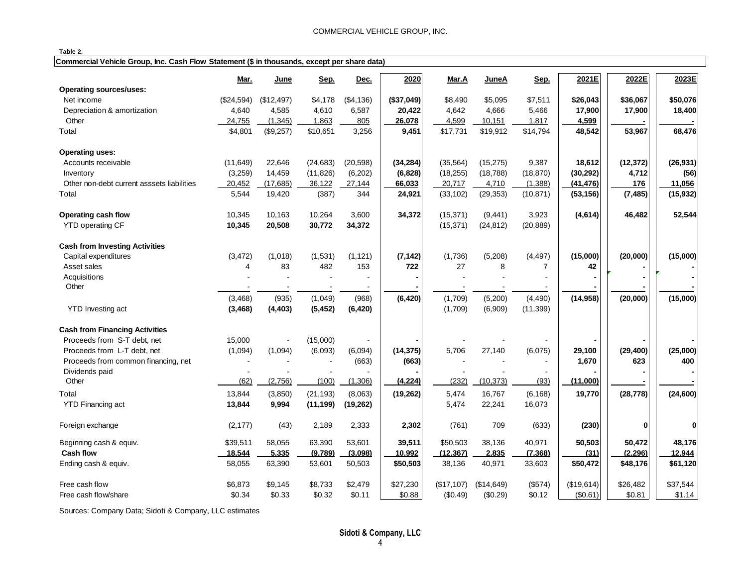**Table 2.**

**Commercial Vehicle Group, Inc. Cash Flow Statement ($ in thousands, except per share data)**

| | Mar. | June | Sep. | Dec. | 2020 | Mar.A | JuneA | Sep. | 2021E | 2022E | 2023E |
|---|---|---|---|---|---|---|---|---|---|---|---|
| **Operating sources/uses:** | | | | | | | | | | | |
| Net income | ($24,594) | ($12,497) | $4,178 | ($4,136) | **($37,049)** | $8,490 | $5,095 | $7,511 | **$26,043** | **$36,067** | **$50,076** |
| Depreciation & amortization | 4,640 | 4,585 | 4,610 | 6,587 | **20,422** | 4,642 | 4,666 | 5,466 | **17,900** | **17,900** | **18,400** |
| Other | 24,755 | (1,345) | 1,863 | 805 | **26,078** | 4,599 | 10,151 | 1,817 | **4,599** | **-** | **-** |
| Total | $4,801 | ($9,257) | $10,651 | 3,256 | **9,451** | $17,731 | $19,912 | $14,794 | **48,542** | **53,967** | **68,476** |
| **Operating uses:** | | | | | | | | | | | |
| Accounts receivable | (11,649) | 22,646 | (24,683) | (20,598) | **(34,284)** | (35,564) | (15,275) | 9,387 | **18,612** | **(12,372)** | **(26,931)** |
| Inventory | (3,259) | 14,459 | (11,826) | (6,202) | **(6,828)** | (18,255) | (18,788) | (18,870) | **(30,292)** | **4,712** | **(56)** |
| Other non-debt current asssets liabilities | 20,452 | (17,685) | 36,122 | 27,144 | **66,033** | 20,717 | 4,710 | (1,388) | **(41,476)** | **176** | **11,056** |
| Total | 5,544 | 19,420 | (387) | 344 | **24,921** | (33,102) | (29,353) | (10,871) | **(53,156)** | **(7,485)** | **(15,932)** |
| **Operating cash flow** | 10,345 | 10,163 | 10,264 | 3,600 | **34,372** | (15,371) | (9,441) | 3,923 | **(4,614)** | **46,482** | **52,544** |
| YTD operating CF | **10,345** | **20,508** | **30,772** | **34,372** | | (15,371) | (24,812) | (20,889) | | | |
| **Cash from Investing Activities** | | | | | | | | | | | |
| Capital expenditures | (3,472) | (1,018) | (1,531) | (1,121) | **(7,142)** | (1,736) | (5,208) | (4,497) | **(15,000)** | **(20,000)** | **(15,000)** |
| Asset sales | 4 | 83 | 482 | 153 | **722** | 27 | 8 | 7 | **42** | **-** | **-** |
| Acquisitions | - | - | - | - | **-** | - | - | - | **-** | **-** | **-** |
| Other | - | - | - | - | **-** | - | - | - | **-** | **-** | **-** |
| | (3,468) | (935) | (1,049) | (968) | **(6,420)** | (1,709) | (5,200) | (4,490) | **(14,958)** | **(20,000)** | **(15,000)** |
| YTD Investing act | **(3,468)** | **(4,403)** | **(5,452)** | **(6,420)** | | (1,709) | (6,909) | (11,399) | | | |
| **Cash from Financing Activities** | | | | | | | | | | | |
| Proceeds from S-T debt, net | 15,000 | - | (15,000) | - | **-** | - | - | - | **-** | **-** | **-** |
| Proceeds from L-T debt, net | (1,094) | (1,094) | (6,093) | (6,094) | **(14,375)** | 5,706 | 27,140 | (6,075) | **29,100** | **(29,400)** | **(25,000)** |
| Proceeds from common financing, net | - | - | - | (663) | **(663)** | - | - | - | **1,670** | **623** | **400** |
| Dividends paid | - | - | - | - | **-** | - | - | - | **-** | **-** | **-** |
| Other | (62) | (2,756) | (100) | (1,306) | **(4,224)** | (232) | (10,373) | (93) | **(11,000)** | **-** | **-** |
| Total | 13,844 | (3,850) | (21,193) | (8,063) | **(19,262)** | 5,474 | 16,767 | (6,168) | **19,770** | **(28,778)** | **(24,600)** |
| YTD Financing act | **13,844** | **9,994** | **(11,199)** | **(19,262)** | | 5,474 | 22,241 | 16,073 | | | |
| Foreign exchange | (2,177) | (43) | 2,189 | 2,333 | **2,302** | (761) | 709 | (633) | **(230)** | **0** | **0** |
| Beginning cash & equiv. | $39,511 | 58,055 | 63,390 | 53,601 | **39,511** | $50,503 | 38,136 | 40,971 | **50,503** | **50,472** | **48,176** |
| **Cash flow** | **18,544** | **5,335** | **(9,789)** | **(3,098)** | **10,992** | **(12,367)** | **2,835** | **(7,368)** | **(31)** | **(2,296)** | **12,944** |
| Ending cash & equiv. | 58,055 | 63,390 | 53,601 | 50,503 | **$50,503** | 38,136 | 40,971 | 33,603 | **$50,472** | **$48,176** | **$61,120** |
| Free cash flow | $6,873 | $9,145 | $8,733 | $2,479 | $27,230 | ($17,107) | ($14,649) | ($574) | ($19,614) | $26,482 | $37,544 |
| Free cash flow/share | $0.34 | $0.33 | $0.32 | $0.11 | $0.88 | ($0.49) | ($0.29) | $0.12 | ($0.61) | $0.81 | $1.14 |

Sources: Company Data; Sidoti & Company, LLC estimates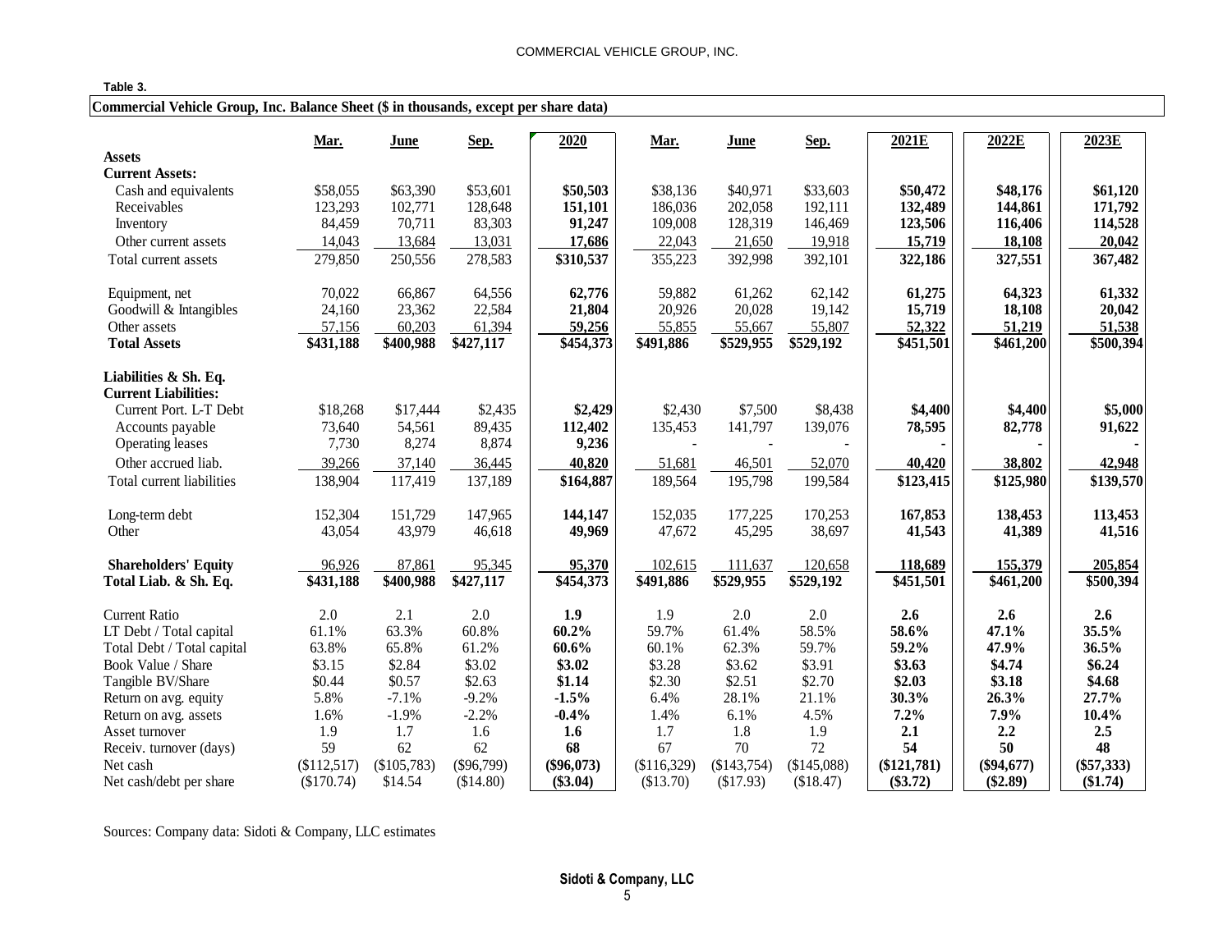**Table 3.**

**Commercial Vehicle Group, Inc. Balance Sheet ($ in thousands, except per share data)**

| | Mar. | June | Sep. | 2020 | Mar. | June | Sep. | 2021E | 2022E | 2023E |
|---|---|---|---|---|---|---|---|---|---|---|
| **Assets** | | | | | | | | | | |
| **Current Assets:** | | | | | | | | | | |
| Cash and equivalents | $58,055 | $63,390 | $53,601 | **$50,503** | $38,136 | $40,971 | $33,603 | **$50,472** | **$48,176** | **$61,120** |
| Receivables | 123,293 | 102,771 | 128,648 | **151,101** | 186,036 | 202,058 | 192,111 | **132,489** | **144,861** | **171,792** |
| Inventory | 84,459 | 70,711 | 83,303 | **91,247** | 109,008 | 128,319 | 146,469 | **123,506** | **116,406** | **114,528** |
| Other current assets | 14,043 | 13,684 | 13,031 | **17,686** | 22,043 | 21,650 | 19,918 | **15,719** | **18,108** | **20,042** |
| Total current assets | 279,850 | 250,556 | 278,583 | **$310,537** | 355,223 | 392,998 | 392,101 | **322,186** | **327,551** | **367,482** |
| Equipment, net | 70,022 | 66,867 | 64,556 | **62,776** | 59,882 | 61,262 | 62,142 | **61,275** | **64,323** | **61,332** |
| Goodwill & Intangibles | 24,160 | 23,362 | 22,584 | **21,804** | 20,926 | 20,028 | 19,142 | **15,719** | **18,108** | **20,042** |
| Other assets | 57,156 | 60,203 | 61,394 | **59,256** | 55,855 | 55,667 | 55,807 | **52,322** | **51,219** | **51,538** |
| **Total Assets** | **$431,188** | **$400,988** | **$427,117** | **$454,373** | **$491,886** | **$529,955** | **$529,192** | **$451,501** | **$461,200** | **$500,394** |
| **Liabilities & Sh. Eq.** | | | | | | | | | | |
| **Current Liabilities:** | | | | | | | | | | |
| Current Port. L-T Debt | $18,268 | $17,444 | $2,435 | **$2,429** | $2,430 | $7,500 | $8,438 | **$4,400** | **$4,400** | **$5,000** |
| Accounts payable | 73,640 | 54,561 | 89,435 | **112,402** | 135,453 | 141,797 | 139,076 | **78,595** | **82,778** | **91,622** |
| Operating leases | 7,730 | 8,274 | 8,874 | **9,236** | - | - | - | **-** | **-** | **-** |
| Other accrued liab. | 39,266 | 37,140 | 36,445 | **40,820** | 51,681 | 46,501 | 52,070 | **40,420** | **38,802** | **42,948** |
| Total current liabilities | 138,904 | 117,419 | 137,189 | **$164,887** | 189,564 | 195,798 | 199,584 | **$123,415** | **$125,980** | **$139,570** |
| Long-term debt | 152,304 | 151,729 | 147,965 | **144,147** | 152,035 | 177,225 | 170,253 | **167,853** | **138,453** | **113,453** |
| Other | 43,054 | 43,979 | 46,618 | **49,969** | 47,672 | 45,295 | 38,697 | **41,543** | **41,389** | **41,516** |
| **Shareholders' Equity** | 96,926 | 87,861 | 95,345 | **95,370** | 102,615 | 111,637 | 120,658 | **118,689** | **155,379** | **205,854** |
| **Total Liab. & Sh. Eq.** | **$431,188** | **$400,988** | **$427,117** | **$454,373** | **$491,886** | **$529,955** | **$529,192** | **$451,501** | **$461,200** | **$500,394** |
| Current Ratio | 2.0 | 2.1 | 2.0 | **1.9** | 1.9 | 2.0 | 2.0 | **2.6** | **2.6** | **2.6** |
| LT Debt / Total capital | 61.1% | 63.3% | 60.8% | **60.2%** | 59.7% | 61.4% | 58.5% | **58.6%** | **47.1%** | **35.5%** |
| Total Debt / Total capital | 63.8% | 65.8% | 61.2% | **60.6%** | 60.1% | 62.3% | 59.7% | **59.2%** | **47.9%** | **36.5%** |
| Book Value / Share | $3.15 | $2.84 | $3.02 | **$3.02** | $3.28 | $3.62 | $3.91 | **$3.63** | **$4.74** | **$6.24** |
| Tangible BV/Share | $0.44 | $0.57 | $2.63 | **$1.14** | $2.30 | $2.51 | $2.70 | **$2.03** | **$3.18** | **$4.68** |
| Return on avg. equity | 5.8% | -7.1% | -9.2% | **-1.5%** | 6.4% | 28.1% | 21.1% | **30.3%** | **26.3%** | **27.7%** |
| Return on avg. assets | 1.6% | -1.9% | -2.2% | **-0.4%** | 1.4% | 6.1% | 4.5% | **7.2%** | **7.9%** | **10.4%** |
| Asset turnover | 1.9 | 1.7 | 1.6 | **1.6** | 1.7 | 1.8 | 1.9 | **2.1** | **2.2** | **2.5** |
| Receiv. turnover (days) | 59 | 62 | 62 | **68** | 67 | 70 | 72 | **54** | **50** | **48** |
| Net cash | ($112,517) | ($105,783) | ($96,799) | **($96,073)** | ($116,329) | ($143,754) | ($145,088) | **($121,781)** | **($94,677)** | **($57,333)** |
| Net cash/debt per share | ($170.74) | $14.54 | ($14.80) | **($3.04)** | ($13.70) | ($17.93) | ($18.47) | **($3.72)** | **($2.89)** | **($1.74)** |

Sources: Company data: Sidoti & Company, LLC estimates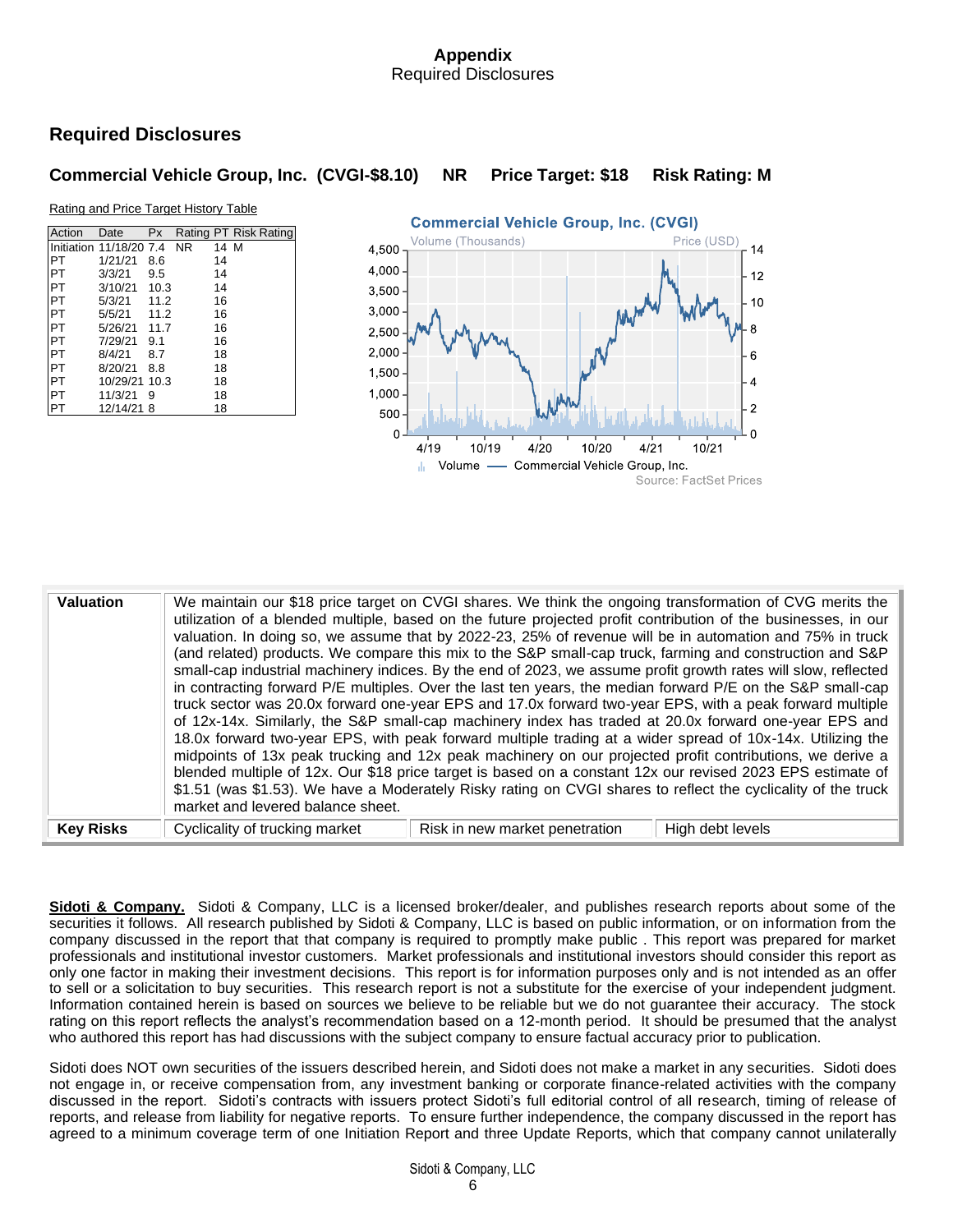# Appendix
Required Disclosures

## Required Disclosures

### Commercial Vehicle Group, Inc. (CVGI-$8.10) NR Price Target: $18 Risk Rating: M

Rating and Price Target History Table

| Action | Date | Px | Rating | PT | Risk Rating |
|---|---|---|---|---|---|
| Initiation | 11/18/20 | 7.4 | NR | 14 | M |
| PT | 1/21/21 | 8.6 | | 14 | |
| PT | 3/3/21 | 9.5 | | 14 | |
| PT | 3/10/21 | 10.3 | | 14 | |
| PT | 5/3/21 | 11.2 | | 16 | |
| PT | 5/5/21 | 11.2 | | 16 | |
| PT | 5/26/21 | 11.7 | | 16 | |
| PT | 7/29/21 | 9.1 | | 16 | |
| PT | 8/4/21 | 8.7 | | 18 | |
| PT | 8/20/21 | 8.8 | | 18 | |
| PT | 10/29/21 | 10.3 | | 18 | |
| PT | 11/3/21 | 9 | | 18 | |
| PT | 12/14/21 | 8 | | 18 | |

Commercial Vehicle Group, Inc. (CVGI)

Volume (Thousands) — Price (USD)

Volume — Commercial Vehicle Group, Inc.

Source: FactSet Prices

| | | | |
|---|---|---|---|
| **Valuation** | We maintain our $18 price target on CVGI shares. We think the ongoing transformation of CVG merits the utilization of a blended multiple, based on the future projected profit contribution of the businesses, in our valuation. In doing so, we assume that by 2022-23, 25% of revenue will be in automation and 75% in truck (and related) products. We compare this mix to the S&P small-cap truck, farming and construction and S&P small-cap industrial machinery indices. By the end of 2023, we assume profit growth rates will slow, reflected in contracting forward P/E multiples. Over the last ten years, the median forward P/E on the S&P small-cap truck sector was 20.0x forward one-year EPS and 17.0x forward two-year EPS, with a peak forward multiple of 12x-14x. Similarly, the S&P small-cap machinery index has traded at 20.0x forward one-year EPS and 18.0x forward two-year EPS, with peak forward multiple trading at a wider spread of 10x-14x. Utilizing the midpoints of 13x peak trucking and 12x peak machinery on our projected profit contributions, we derive a blended multiple of 12x. Our $18 price target is based on a constant 12x our revised 2023 EPS estimate of $1.51 (was $1.53). We have a Moderately Risky rating on CVGI shares to reflect the cyclicality of the truck market and levered balance sheet. | | |
| **Key Risks** | Cyclicality of trucking market | Risk in new market penetration | High debt levels |

**Sidoti & Company.** Sidoti & Company, LLC is a licensed broker/dealer, and publishes research reports about some of the securities it follows. All research published by Sidoti & Company, LLC is based on public information, or on information from the company discussed in the report that that company is required to promptly make public . This report was prepared for market professionals and institutional investor customers. Market professionals and institutional investors should consider this report as only one factor in making their investment decisions. This report is for information purposes only and is not intended as an offer to sell or a solicitation to buy securities. This research report is not a substitute for the exercise of your independent judgment. Information contained herein is based on sources we believe to be reliable but we do not guarantee their accuracy. The stock rating on this report reflects the analyst's recommendation based on a 12-month period. It should be presumed that the analyst who authored this report has had discussions with the subject company to ensure factual accuracy prior to publication.

Sidoti does NOT own securities of the issuers described herein, and Sidoti does not make a market in any securities. Sidoti does not engage in, or receive compensation from, any investment banking or corporate finance-related activities with the company discussed in the report. Sidoti's contracts with issuers protect Sidoti's full editorial control of all research, timing of release of reports, and release from liability for negative reports. To ensure further independence, the company discussed in the report has agreed to a minimum coverage term of one Initiation Report and three Update Reports, which that company cannot unilaterally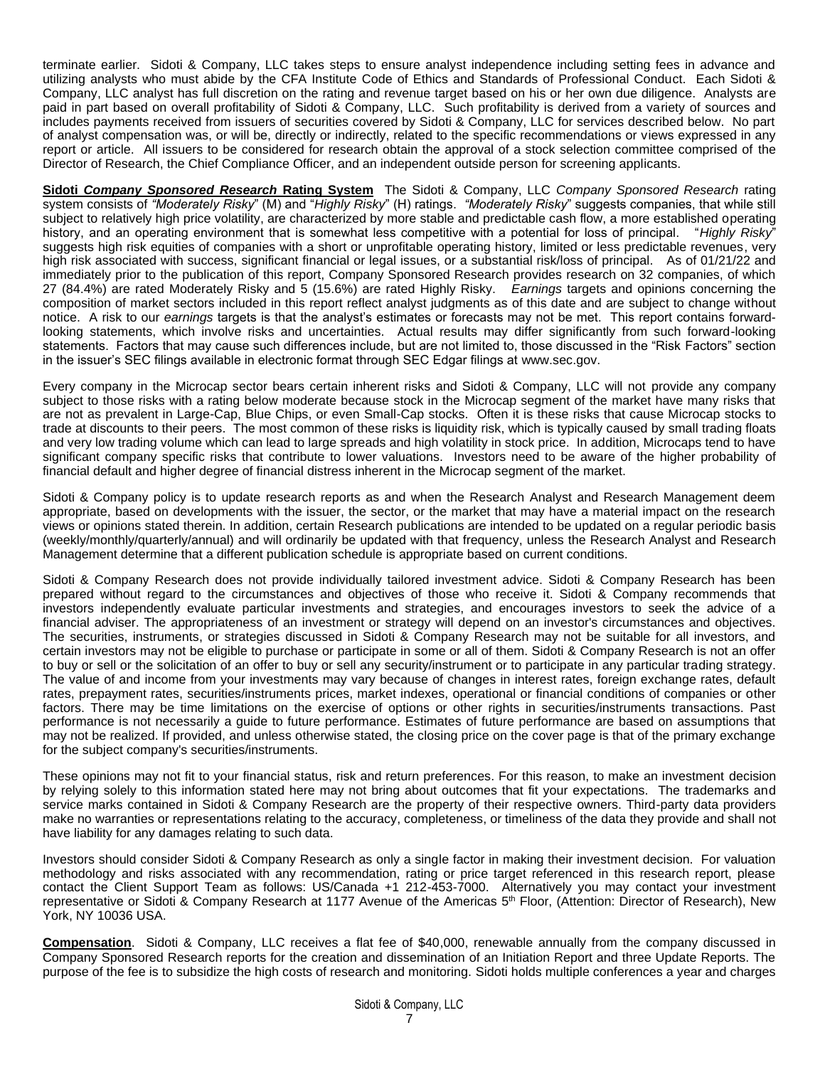terminate earlier. Sidoti & Company, LLC takes steps to ensure analyst independence including setting fees in advance and utilizing analysts who must abide by the CFA Institute Code of Ethics and Standards of Professional Conduct. Each Sidoti & Company, LLC analyst has full discretion on the rating and revenue target based on his or her own due diligence. Analysts are paid in part based on overall profitability of Sidoti & Company, LLC. Such profitability is derived from a variety of sources and includes payments received from issuers of securities covered by Sidoti & Company, LLC for services described below. No part of analyst compensation was, or will be, directly or indirectly, related to the specific recommendations or views expressed in any report or article. All issuers to be considered for research obtain the approval of a stock selection committee comprised of the Director of Research, the Chief Compliance Officer, and an independent outside person for screening applicants.

**Sidoti *Company Sponsored Research* Rating System** The Sidoti & Company, LLC *Company Sponsored Research* rating system consists of *"Moderately Risky*" (M) and "*Highly Risky*" (H) ratings. *"Moderately Risky*" suggests companies, that while still subject to relatively high price volatility, are characterized by more stable and predictable cash flow, a more established operating history, and an operating environment that is somewhat less competitive with a potential for loss of principal. "*Highly Risky*" suggests high risk equities of companies with a short or unprofitable operating history, limited or less predictable revenues, very high risk associated with success, significant financial or legal issues, or a substantial risk/loss of principal. As of 01/21/22 and immediately prior to the publication of this report, Company Sponsored Research provides research on 32 companies, of which 27 (84.4%) are rated Moderately Risky and 5 (15.6%) are rated Highly Risky. *Earnings* targets and opinions concerning the composition of market sectors included in this report reflect analyst judgments as of this date and are subject to change without notice. A risk to our *earnings* targets is that the analyst's estimates or forecasts may not be met. This report contains forward-looking statements, which involve risks and uncertainties. Actual results may differ significantly from such forward-looking statements. Factors that may cause such differences include, but are not limited to, those discussed in the "Risk Factors" section in the issuer's SEC filings available in electronic format through SEC Edgar filings at www.sec.gov.

Every company in the Microcap sector bears certain inherent risks and Sidoti & Company, LLC will not provide any company subject to those risks with a rating below moderate because stock in the Microcap segment of the market have many risks that are not as prevalent in Large-Cap, Blue Chips, or even Small-Cap stocks. Often it is these risks that cause Microcap stocks to trade at discounts to their peers. The most common of these risks is liquidity risk, which is typically caused by small trading floats and very low trading volume which can lead to large spreads and high volatility in stock price. In addition, Microcaps tend to have significant company specific risks that contribute to lower valuations. Investors need to be aware of the higher probability of financial default and higher degree of financial distress inherent in the Microcap segment of the market.

Sidoti & Company policy is to update research reports as and when the Research Analyst and Research Management deem appropriate, based on developments with the issuer, the sector, or the market that may have a material impact on the research views or opinions stated therein. In addition, certain Research publications are intended to be updated on a regular periodic basis (weekly/monthly/quarterly/annual) and will ordinarily be updated with that frequency, unless the Research Analyst and Research Management determine that a different publication schedule is appropriate based on current conditions.

Sidoti & Company Research does not provide individually tailored investment advice. Sidoti & Company Research has been prepared without regard to the circumstances and objectives of those who receive it. Sidoti & Company recommends that investors independently evaluate particular investments and strategies, and encourages investors to seek the advice of a financial adviser. The appropriateness of an investment or strategy will depend on an investor's circumstances and objectives. The securities, instruments, or strategies discussed in Sidoti & Company Research may not be suitable for all investors, and certain investors may not be eligible to purchase or participate in some or all of them. Sidoti & Company Research is not an offer to buy or sell or the solicitation of an offer to buy or sell any security/instrument or to participate in any particular trading strategy. The value of and income from your investments may vary because of changes in interest rates, foreign exchange rates, default rates, prepayment rates, securities/instruments prices, market indexes, operational or financial conditions of companies or other factors. There may be time limitations on the exercise of options or other rights in securities/instruments transactions. Past performance is not necessarily a guide to future performance. Estimates of future performance are based on assumptions that may not be realized. If provided, and unless otherwise stated, the closing price on the cover page is that of the primary exchange for the subject company's securities/instruments.

These opinions may not fit to your financial status, risk and return preferences. For this reason, to make an investment decision by relying solely to this information stated here may not bring about outcomes that fit your expectations. The trademarks and service marks contained in Sidoti & Company Research are the property of their respective owners. Third-party data providers make no warranties or representations relating to the accuracy, completeness, or timeliness of the data they provide and shall not have liability for any damages relating to such data.

Investors should consider Sidoti & Company Research as only a single factor in making their investment decision. For valuation methodology and risks associated with any recommendation, rating or price target referenced in this research report, please contact the Client Support Team as follows: US/Canada +1 212-453-7000. Alternatively you may contact your investment representative or Sidoti & Company Research at 1177 Avenue of the Americas 5th Floor, (Attention: Director of Research), New York, NY 10036 USA.

**Compensation**. Sidoti & Company, LLC receives a flat fee of $40,000, renewable annually from the company discussed in Company Sponsored Research reports for the creation and dissemination of an Initiation Report and three Update Reports. The purpose of the fee is to subsidize the high costs of research and monitoring. Sidoti holds multiple conferences a year and charges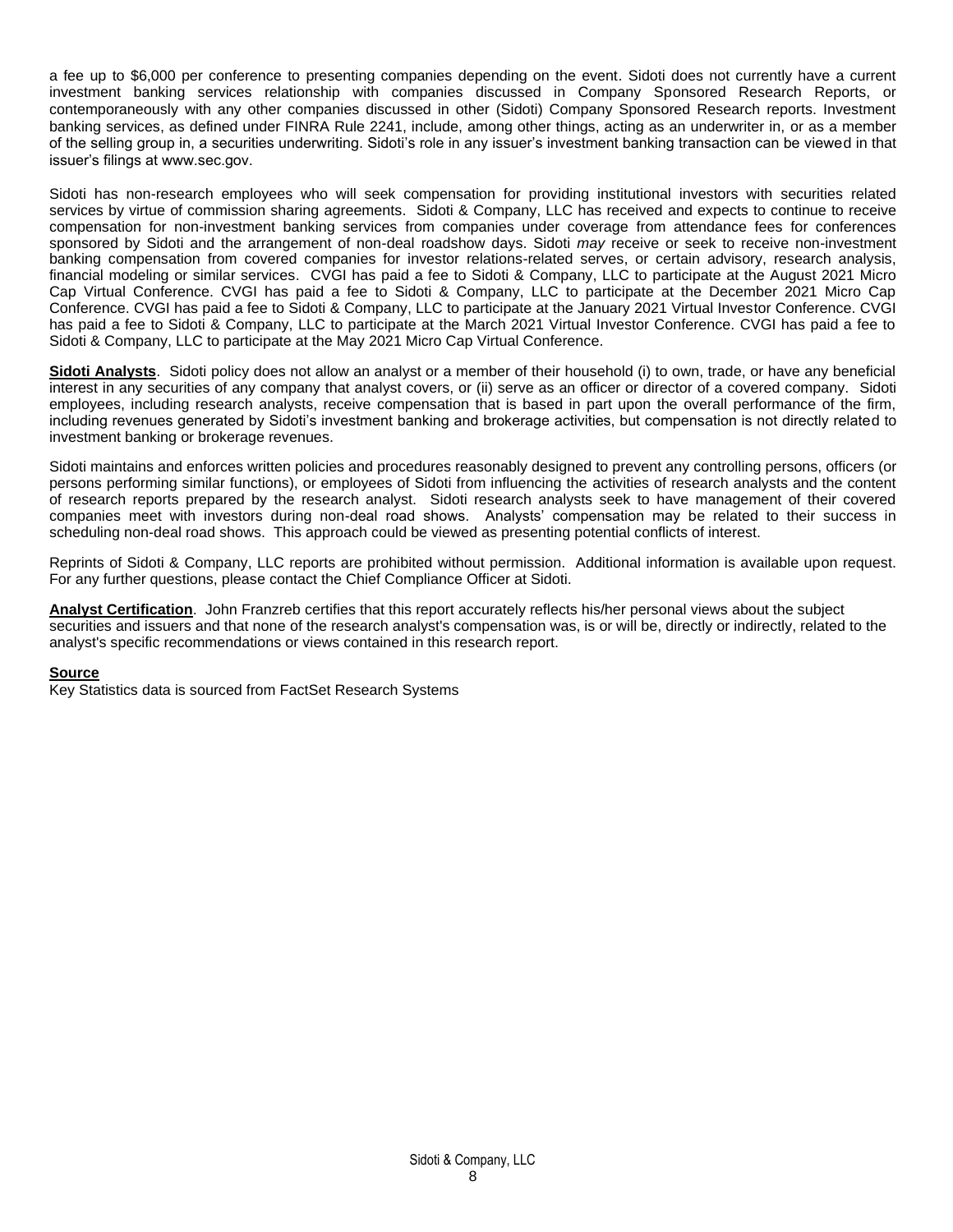a fee up to $6,000 per conference to presenting companies depending on the event. Sidoti does not currently have a current investment banking services relationship with companies discussed in Company Sponsored Research Reports, or contemporaneously with any other companies discussed in other (Sidoti) Company Sponsored Research reports. Investment banking services, as defined under FINRA Rule 2241, include, among other things, acting as an underwriter in, or as a member of the selling group in, a securities underwriting. Sidoti's role in any issuer's investment banking transaction can be viewed in that issuer's filings at www.sec.gov.

Sidoti has non-research employees who will seek compensation for providing institutional investors with securities related services by virtue of commission sharing agreements. Sidoti & Company, LLC has received and expects to continue to receive compensation for non-investment banking services from companies under coverage from attendance fees for conferences sponsored by Sidoti and the arrangement of non-deal roadshow days. Sidoti *may* receive or seek to receive non-investment banking compensation from covered companies for investor relations-related serves, or certain advisory, research analysis, financial modeling or similar services. CVGI has paid a fee to Sidoti & Company, LLC to participate at the August 2021 Micro Cap Virtual Conference. CVGI has paid a fee to Sidoti & Company, LLC to participate at the December 2021 Micro Cap Conference. CVGI has paid a fee to Sidoti & Company, LLC to participate at the January 2021 Virtual Investor Conference. CVGI has paid a fee to Sidoti & Company, LLC to participate at the March 2021 Virtual Investor Conference. CVGI has paid a fee to Sidoti & Company, LLC to participate at the May 2021 Micro Cap Virtual Conference.

**Sidoti Analysts**. Sidoti policy does not allow an analyst or a member of their household (i) to own, trade, or have any beneficial interest in any securities of any company that analyst covers, or (ii) serve as an officer or director of a covered company. Sidoti employees, including research analysts, receive compensation that is based in part upon the overall performance of the firm, including revenues generated by Sidoti's investment banking and brokerage activities, but compensation is not directly related to investment banking or brokerage revenues.

Sidoti maintains and enforces written policies and procedures reasonably designed to prevent any controlling persons, officers (or persons performing similar functions), or employees of Sidoti from influencing the activities of research analysts and the content of research reports prepared by the research analyst. Sidoti research analysts seek to have management of their covered companies meet with investors during non-deal road shows. Analysts' compensation may be related to their success in scheduling non-deal road shows. This approach could be viewed as presenting potential conflicts of interest.

Reprints of Sidoti & Company, LLC reports are prohibited without permission. Additional information is available upon request. For any further questions, please contact the Chief Compliance Officer at Sidoti.

**Analyst Certification**. John Franzreb certifies that this report accurately reflects his/her personal views about the subject securities and issuers and that none of the research analyst's compensation was, is or will be, directly or indirectly, related to the analyst's specific recommendations or views contained in this research report.

**Source**

Key Statistics data is sourced from FactSet Research Systems